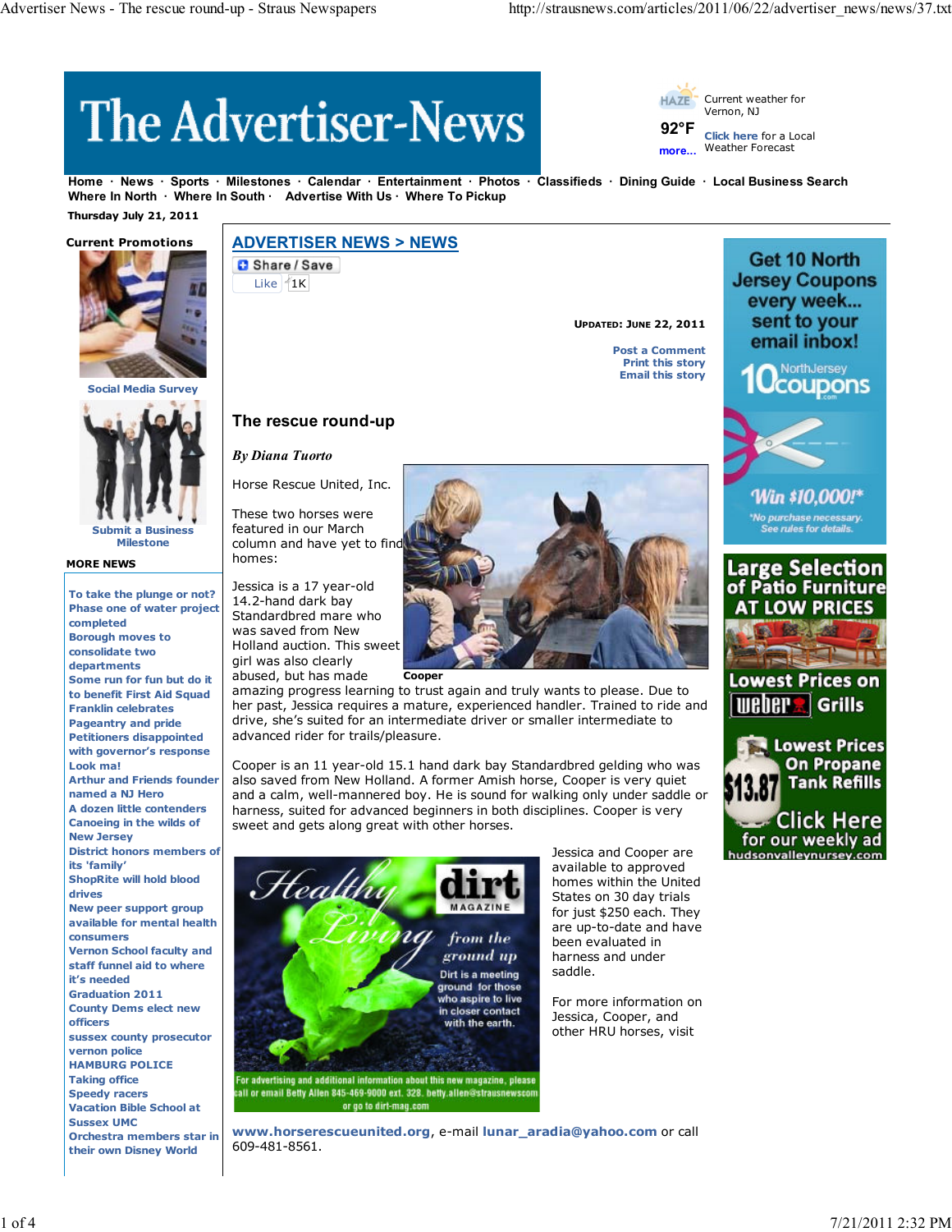# The Advertiser-News

Current weather for Vernon, NJ

92°F

Click here for a Local Weather Forecast

Home · News · Sports · Milestones · Calendar · Entertainment · Photos · Classifieds · Dining Guide · Local Business Search
Where In North · Where In South · Advertise With Us · Where To Pickup

Thursday July 21, 2011

**Current Promotions**

Social Media Survey

Submit a Business Milestone

**MORE NEWS**

- To take the plunge or not?
- Phase one of water project completed
- Borough moves to consolidate two departments
- Some run for fun but do it to benefit First Aid Squad
- Franklin celebrates Pageantry and pride
- Petitioners disappointed with governor's response
- Look ma!
- Arthur and Friends founder named a NJ Hero
- A dozen little contenders
- Canoeing in the wilds of New Jersey
- District honors members of its 'family'
- ShopRite will hold blood drives
- New peer support group available for mental health consumers
- Vernon School faculty and staff funnel aid to where it's needed
- Graduation 2011
- County Dems elect new officers
- sussex county prosecutor
- vernon police
- HAMBURG POLICE
- Taking office
- Speedy racers
- Vacation Bible School at Sussex UMC
- Orchestra members star in their own Disney World

## ADVERTISER NEWS > NEWS

Updated: June 22, 2011

Post a Comment
Print this story
Email this story

## The rescue round-up

*By Diana Tuorto*

Horse Rescue United, Inc.

These two horses were featured in our March column and have yet to find homes:

Cooper

Jessica is a 17 year-old 14.2-hand dark bay Standardbred mare who was saved from New Holland auction. This sweet girl was also clearly abused, but has made amazing progress learning to trust again and truly wants to please. Due to her past, Jessica requires a mature, experienced handler. Trained to ride and drive, she's suited for an intermediate driver or smaller intermediate to advanced rider for trails/pleasure.

Cooper is an 11 year-old 15.1 hand dark bay Standardbred gelding who was also saved from New Holland. A former Amish horse, Cooper is very quiet and a calm, well-mannered boy. He is sound for walking only under saddle or harness, suited for advanced beginners in both disciplines. Cooper is very sweet and gets along great with other horses.

Jessica and Cooper are available to approved homes within the United States on 30 day trials for just $250 each. They are up-to-date and have been evaluated in harness and under saddle.

For more information on Jessica, Cooper, and other HRU horses, visit www.horserescueunited.org, e-mail lunar_aradia@yahoo.com or call 609-481-8561.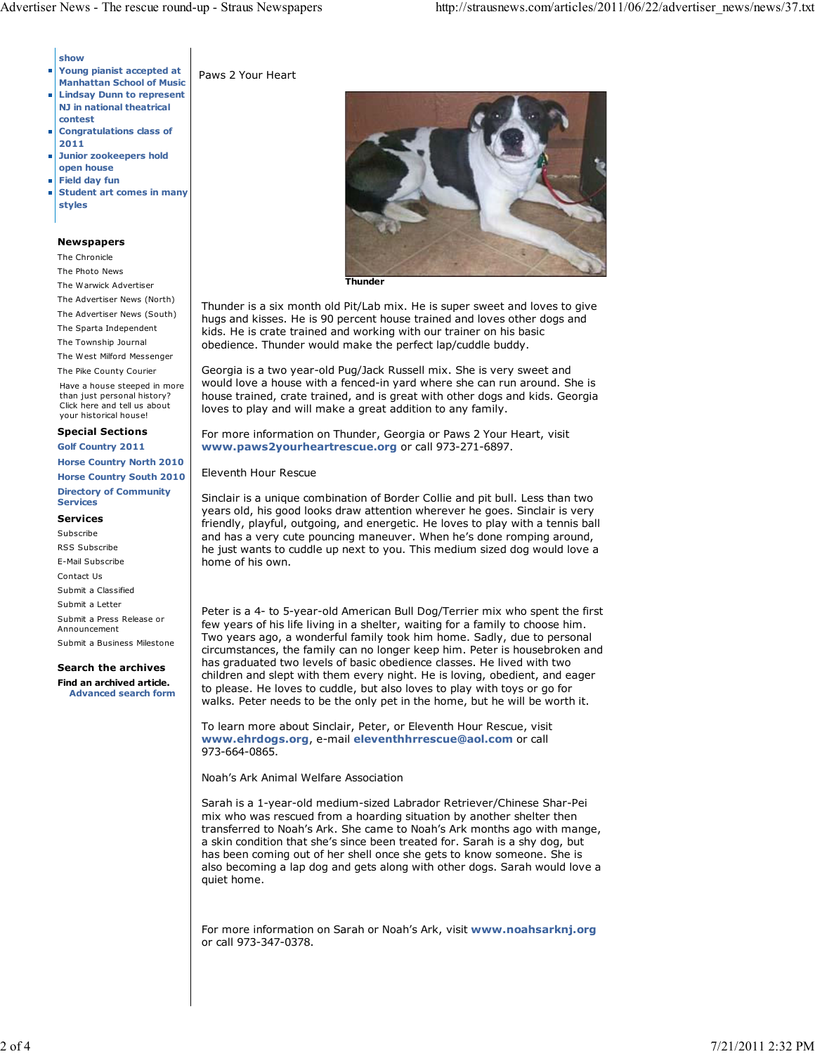- show
- Young pianist accepted at Manhattan School of Music
- Lindsay Dunn to represent NJ in national theatrical contest
- Congratulations class of 2011
- Junior zookeepers hold open house
- Field day fun
- Student art comes in many styles

**Newspapers**

The Chronicle
The Photo News
The Warwick Advertiser
The Advertiser News (North)
The Advertiser News (South)
The Sparta Independent
The Township Journal
The West Milford Messenger
The Pike County Courier

Have a house steeped in more than just personal history? Click here and tell us about your historical house!

**Special Sections**

Golf Country 2011
Horse Country North 2010
Horse Country South 2010
Directory of Community Services

**Services**

Subscribe
RSS Subscribe
E-Mail Subscribe
Contact Us
Submit a Classified
Submit a Letter
Submit a Press Release or Announcement
Submit a Business Milestone

**Search the archives**

**Find an archived article.**
Advanced search form

Paws 2 Your Heart

**Thunder**

Thunder is a six month old Pit/Lab mix. He is super sweet and loves to give hugs and kisses. He is 90 percent house trained and loves other dogs and kids. He is crate trained and working with our trainer on his basic obedience. Thunder would make the perfect lap/cuddle buddy.

Georgia is a two year-old Pug/Jack Russell mix. She is very sweet and would love a house with a fenced-in yard where she can run around. She is house trained, crate trained, and is great with other dogs and kids. Georgia loves to play and will make a great addition to any family.

For more information on Thunder, Georgia or Paws 2 Your Heart, visit **www.paws2yourheartrescue.org** or call 973-271-6897.

Eleventh Hour Rescue

Sinclair is a unique combination of Border Collie and pit bull. Less than two years old, his good looks draw attention wherever he goes. Sinclair is very friendly, playful, outgoing, and energetic. He loves to play with a tennis ball and has a very cute pouncing maneuver. When he's done romping around, he just wants to cuddle up next to you. This medium sized dog would love a home of his own.

Peter is a 4- to 5-year-old American Bull Dog/Terrier mix who spent the first few years of his life living in a shelter, waiting for a family to choose him. Two years ago, a wonderful family took him home. Sadly, due to personal circumstances, the family can no longer keep him. Peter is housebroken and has graduated two levels of basic obedience classes. He lived with two children and slept with them every night. He is loving, obedient, and eager to please. He loves to cuddle, but also loves to play with toys or go for walks. Peter needs to be the only pet in the home, but he will be worth it.

To learn more about Sinclair, Peter, or Eleventh Hour Rescue, visit **www.ehrdogs.org**, e-mail **eleventhhrrescue@aol.com** or call 973-664-0865.

Noah's Ark Animal Welfare Association

Sarah is a 1-year-old medium-sized Labrador Retriever/Chinese Shar-Pei mix who was rescued from a hoarding situation by another shelter then transferred to Noah's Ark. She came to Noah's Ark months ago with mange, a skin condition that she's since been treated for. Sarah is a shy dog, but has been coming out of her shell once she gets to know someone. She is also becoming a lap dog and gets along with other dogs. Sarah would love a quiet home.

For more information on Sarah or Noah's Ark, visit **www.noahsarknj.org** or call 973-347-0378.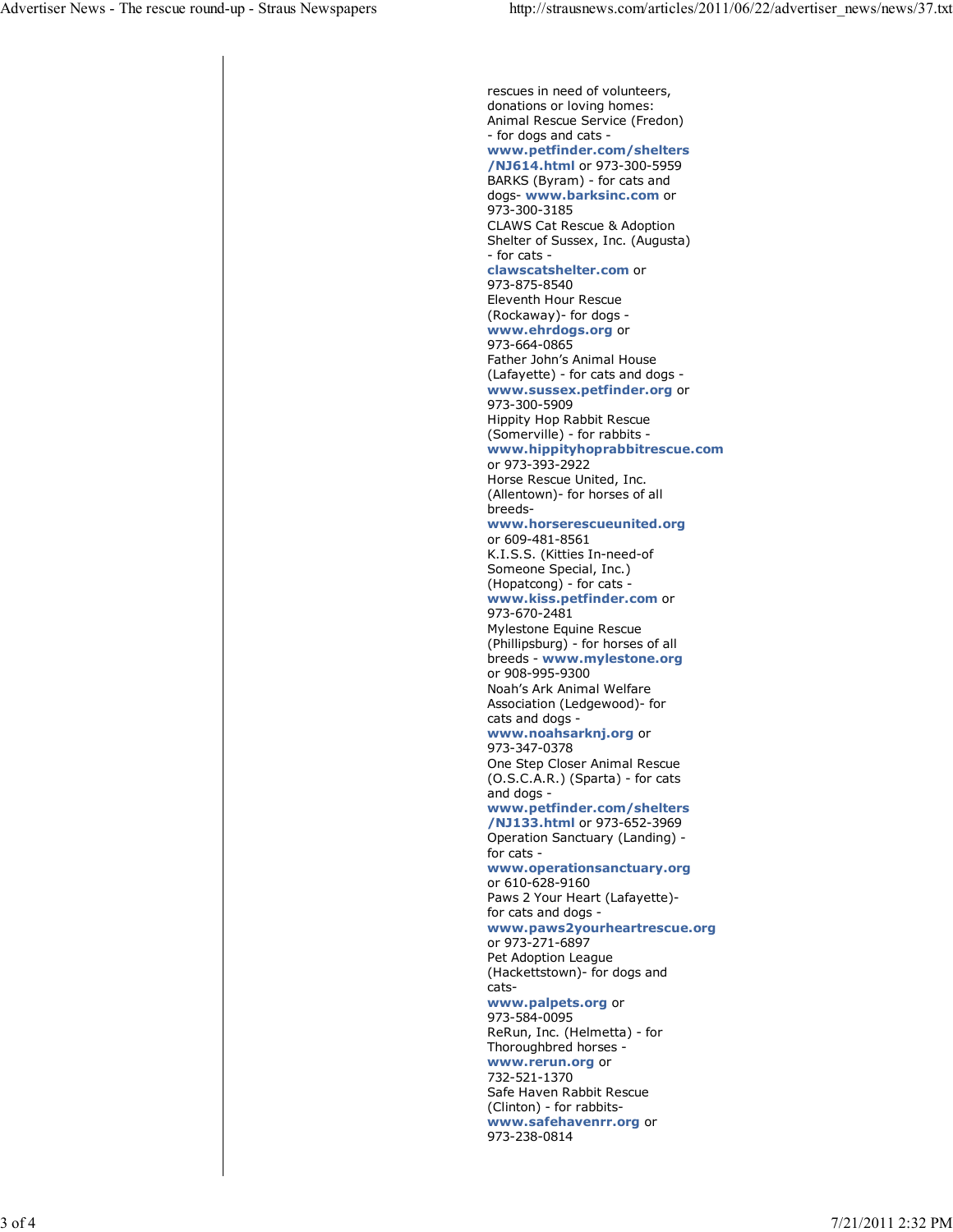rescues in need of volunteers, donations or loving homes:

Animal Rescue Service (Fredon) - for dogs and cats - **www.petfinder.com/shelters/NJ614.html** or 973-300-5959

BARKS (Byram) - for cats and dogs- **www.barksinc.com** or 973-300-3185

CLAWS Cat Rescue & Adoption Shelter of Sussex, Inc. (Augusta) - for cats - **clawscatshelter.com** or 973-875-8540

Eleventh Hour Rescue (Rockaway)- for dogs - **www.ehrdogs.org** or 973-664-0865

Father John's Animal House (Lafayette) - for cats and dogs - **www.sussex.petfinder.org** or 973-300-5909

Hippity Hop Rabbit Rescue (Somerville) - for rabbits - **www.hippityhoprabbitrescue.com** or 973-393-2922

Horse Rescue United, Inc. (Allentown)- for horses of all breeds- **www.horserescueunited.org** or 609-481-8561

K.I.S.S. (Kitties In-need-of Someone Special, Inc.) (Hopatcong) - for cats - **www.kiss.petfinder.com** or 973-670-2481

Mylestone Equine Rescue (Phillipsburg) - for horses of all breeds - **www.mylestone.org** or 908-995-9300

Noah's Ark Animal Welfare Association (Ledgewood)- for cats and dogs - **www.noahsarknj.org** or 973-347-0378

One Step Closer Animal Rescue (O.S.C.A.R.) (Sparta) - for cats and dogs - **www.petfinder.com/shelters/NJ133.html** or 973-652-3969

Operation Sanctuary (Landing) - for cats - **www.operationsanctuary.org** or 610-628-9160

Paws 2 Your Heart (Lafayette)- for cats and dogs - **www.paws2yourheartrescue.org** or 973-271-6897

Pet Adoption League (Hackettstown)- for dogs and cats- **www.palpets.org** or 973-584-0095

ReRun, Inc. (Helmetta) - for Thoroughbred horses - **www.rerun.org** or 732-521-1370

Safe Haven Rabbit Rescue (Clinton) - for rabbits- **www.safehavenrr.org** or 973-238-0814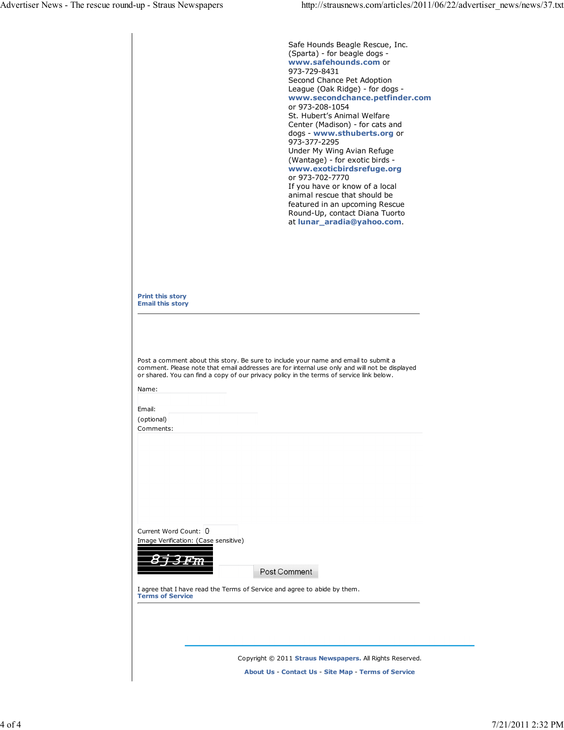Safe Hounds Beagle Rescue, Inc. (Sparta) - for beagle dogs - **www.safehounds.com** or 973-729-8431

Second Chance Pet Adoption League (Oak Ridge) - for dogs - **www.secondchance.petfinder.com** or 973-208-1054

St. Hubert's Animal Welfare Center (Madison) - for cats and dogs - **www.sthuberts.org** or 973-377-2295

Under My Wing Avian Refuge (Wantage) - for exotic birds - **www.exoticbirdsrefuge.org** or 973-702-7770

If you have or know of a local animal rescue that should be featured in an upcoming Rescue Round-Up, contact Diana Tuorto at **lunar_aradia@yahoo.com**.

**Print this story**
**Email this story**

---

Post a comment about this story. Be sure to include your name and email to submit a comment. Please note that email addresses are for internal use only and will not be displayed or shared. You can find a copy of our privacy policy in the terms of service link below.

Name:

Email: (optional)

Comments:

Current Word Count: 0

Image Verification: (Case sensitive)

8j3Fm

Post Comment

I agree that I have read the Terms of Service and agree to abide by them.
**Terms of Service**

---

Copyright © 2011 **Straus Newspapers.** All Rights Reserved.

**About Us** - **Contact Us** - **Site Map** - **Terms of Service**